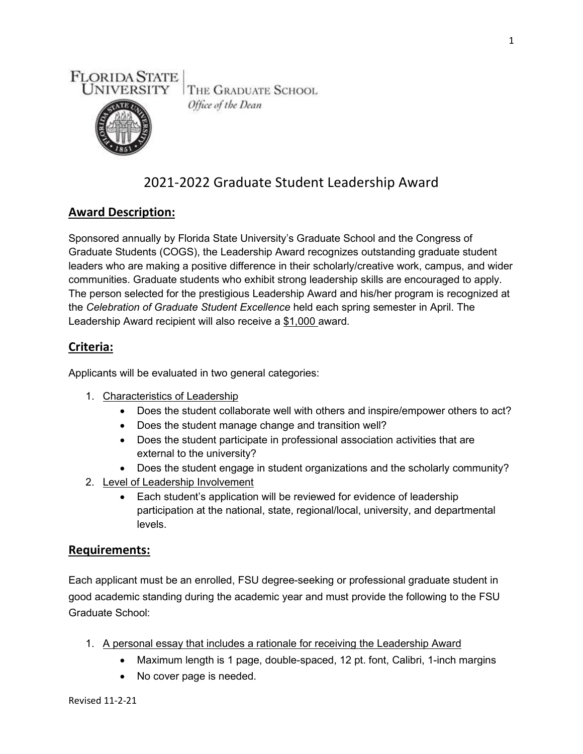FLORIDA STATE UNIVERSITY | THE GRADUATE SCHOOL
*Office of the Dean*

# 2021-2022 Graduate Student Leadership Award

## Award Description:

Sponsored annually by Florida State University's Graduate School and the Congress of Graduate Students (COGS), the Leadership Award recognizes outstanding graduate student leaders who are making a positive difference in their scholarly/creative work, campus, and wider communities. Graduate students who exhibit strong leadership skills are encouraged to apply. The person selected for the prestigious Leadership Award and his/her program is recognized at the *Celebration of Graduate Student Excellence* held each spring semester in April. The Leadership Award recipient will also receive a $1,000 award.

## Criteria:

Applicants will be evaluated in two general categories:

1. Characteristics of Leadership
   - Does the student collaborate well with others and inspire/empower others to act?
   - Does the student manage change and transition well?
   - Does the student participate in professional association activities that are external to the university?
   - Does the student engage in student organizations and the scholarly community?
2. Level of Leadership Involvement
   - Each student's application will be reviewed for evidence of leadership participation at the national, state, regional/local, university, and departmental levels.

## Requirements:

Each applicant must be an enrolled, FSU degree-seeking or professional graduate student in good academic standing during the academic year and must provide the following to the FSU Graduate School:

1. A personal essay that includes a rationale for receiving the Leadership Award
   - Maximum length is 1 page, double-spaced, 12 pt. font, Calibri, 1-inch margins
   - No cover page is needed.

Revised 11-2-21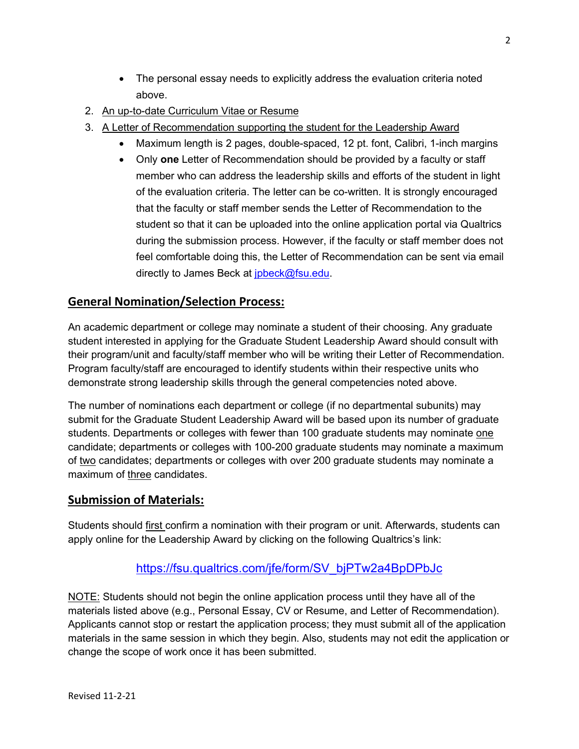- The personal essay needs to explicitly address the evaluation criteria noted above.

2. An up-to-date Curriculum Vitae or Resume
3. A Letter of Recommendation supporting the student for the Leadership Award
   - Maximum length is 2 pages, double-spaced, 12 pt. font, Calibri, 1-inch margins
   - Only **one** Letter of Recommendation should be provided by a faculty or staff member who can address the leadership skills and efforts of the student in light of the evaluation criteria. The letter can be co-written. It is strongly encouraged that the faculty or staff member sends the Letter of Recommendation to the student so that it can be uploaded into the online application portal via Qualtrics during the submission process. However, if the faculty or staff member does not feel comfortable doing this, the Letter of Recommendation can be sent via email directly to James Beck at jpbeck@fsu.edu.

## General Nomination/Selection Process:

An academic department or college may nominate a student of their choosing. Any graduate student interested in applying for the Graduate Student Leadership Award should consult with their program/unit and faculty/staff member who will be writing their Letter of Recommendation. Program faculty/staff are encouraged to identify students within their respective units who demonstrate strong leadership skills through the general competencies noted above.

The number of nominations each department or college (if no departmental subunits) may submit for the Graduate Student Leadership Award will be based upon its number of graduate students. Departments or colleges with fewer than 100 graduate students may nominate one candidate; departments or colleges with 100-200 graduate students may nominate a maximum of two candidates; departments or colleges with over 200 graduate students may nominate a maximum of three candidates.

## Submission of Materials:

Students should first confirm a nomination with their program or unit. Afterwards, students can apply online for the Leadership Award by clicking on the following Qualtrics's link:

https://fsu.qualtrics.com/jfe/form/SV_bjPTw2a4BpDPbJc

NOTE: Students should not begin the online application process until they have all of the materials listed above (e.g., Personal Essay, CV or Resume, and Letter of Recommendation). Applicants cannot stop or restart the application process; they must submit all of the application materials in the same session in which they begin. Also, students may not edit the application or change the scope of work once it has been submitted.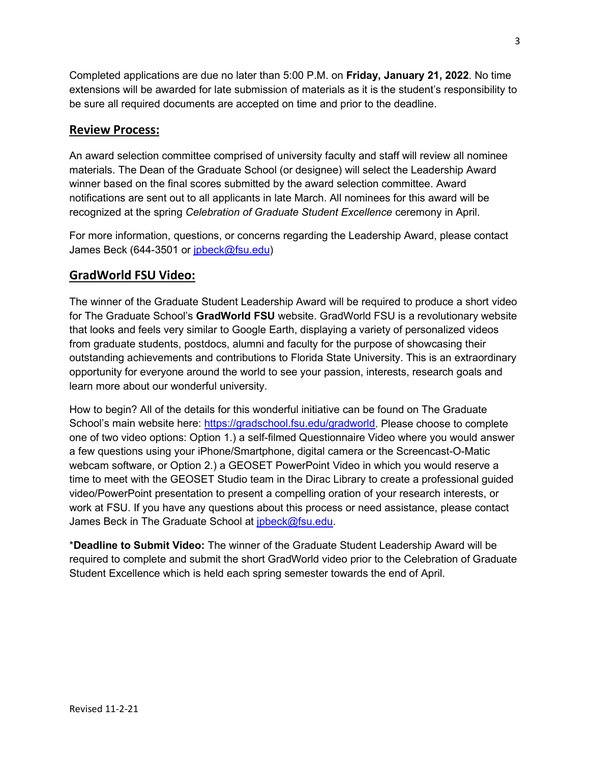Completed applications are due no later than 5:00 P.M. on **Friday, January 21, 2022**. No time extensions will be awarded for late submission of materials as it is the student's responsibility to be sure all required documents are accepted on time and prior to the deadline.

## Review Process:

An award selection committee comprised of university faculty and staff will review all nominee materials. The Dean of the Graduate School (or designee) will select the Leadership Award winner based on the final scores submitted by the award selection committee. Award notifications are sent out to all applicants in late March. All nominees for this award will be recognized at the spring *Celebration of Graduate Student Excellence* ceremony in April.

For more information, questions, or concerns regarding the Leadership Award, please contact James Beck (644-3501 or jpbeck@fsu.edu)

## GradWorld FSU Video:

The winner of the Graduate Student Leadership Award will be required to produce a short video for The Graduate School's **GradWorld FSU** website. GradWorld FSU is a revolutionary website that looks and feels very similar to Google Earth, displaying a variety of personalized videos from graduate students, postdocs, alumni and faculty for the purpose of showcasing their outstanding achievements and contributions to Florida State University. This is an extraordinary opportunity for everyone around the world to see your passion, interests, research goals and learn more about our wonderful university.

How to begin? All of the details for this wonderful initiative can be found on The Graduate School's main website here: https://gradschool.fsu.edu/gradworld. Please choose to complete one of two video options: Option 1.) a self-filmed Questionnaire Video where you would answer a few questions using your iPhone/Smartphone, digital camera or the Screencast-O-Matic webcam software, or Option 2.) a GEOSET PowerPoint Video in which you would reserve a time to meet with the GEOSET Studio team in the Dirac Library to create a professional guided video/PowerPoint presentation to present a compelling oration of your research interests, or work at FSU. If you have any questions about this process or need assistance, please contact James Beck in The Graduate School at jpbeck@fsu.edu.

\***Deadline to Submit Video:** The winner of the Graduate Student Leadership Award will be required to complete and submit the short GradWorld video prior to the Celebration of Graduate Student Excellence which is held each spring semester towards the end of April.

Revised 11-2-21